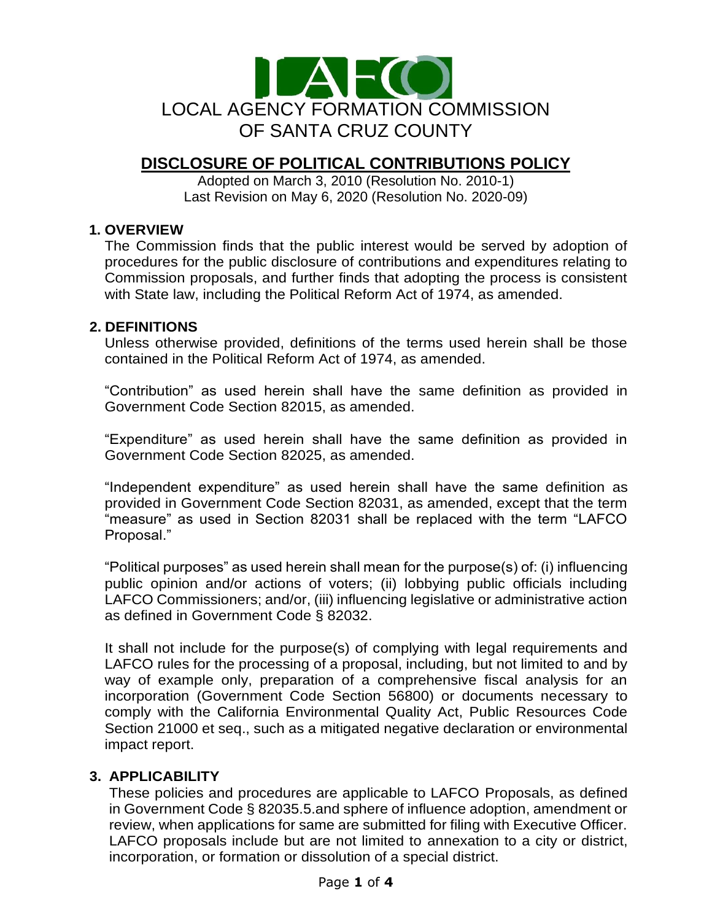# LAFCO

LOCAL AGENCY FORMATION COMMISSION
OF SANTA CRUZ COUNTY

## DISCLOSURE OF POLITICAL CONTRIBUTIONS POLICY

Adopted on March 3, 2010 (Resolution No. 2010-1)
Last Revision on May 6, 2020 (Resolution No. 2020-09)

### 1. OVERVIEW

The Commission finds that the public interest would be served by adoption of procedures for the public disclosure of contributions and expenditures relating to Commission proposals, and further finds that adopting the process is consistent with State law, including the Political Reform Act of 1974, as amended.

### 2. DEFINITIONS

Unless otherwise provided, definitions of the terms used herein shall be those contained in the Political Reform Act of 1974, as amended.

"Contribution" as used herein shall have the same definition as provided in Government Code Section 82015, as amended.

"Expenditure" as used herein shall have the same definition as provided in Government Code Section 82025, as amended.

"Independent expenditure" as used herein shall have the same definition as provided in Government Code Section 82031, as amended, except that the term "measure" as used in Section 82031 shall be replaced with the term "LAFCO Proposal."

"Political purposes" as used herein shall mean for the purpose(s) of: (i) influencing public opinion and/or actions of voters; (ii) lobbying public officials including LAFCO Commissioners; and/or, (iii) influencing legislative or administrative action as defined in Government Code § 82032.

It shall not include for the purpose(s) of complying with legal requirements and LAFCO rules for the processing of a proposal, including, but not limited to and by way of example only, preparation of a comprehensive fiscal analysis for an incorporation (Government Code Section 56800) or documents necessary to comply with the California Environmental Quality Act, Public Resources Code Section 21000 et seq., such as a mitigated negative declaration or environmental impact report.

### 3. APPLICABILITY

These policies and procedures are applicable to LAFCO Proposals, as defined in Government Code § 82035.5.and sphere of influence adoption, amendment or review, when applications for same are submitted for filing with Executive Officer. LAFCO proposals include but are not limited to annexation to a city or district, incorporation, or formation or dissolution of a special district.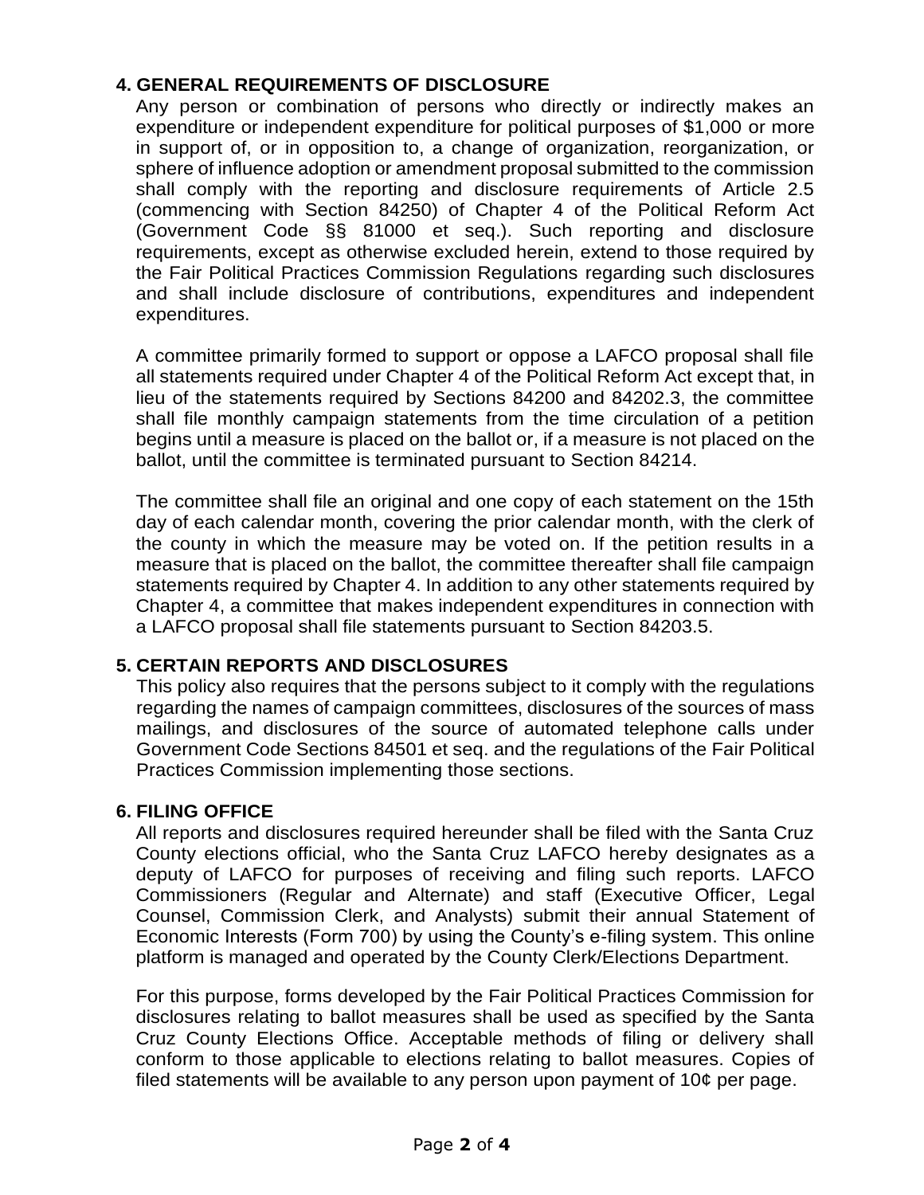## 4. GENERAL REQUIREMENTS OF DISCLOSURE

Any person or combination of persons who directly or indirectly makes an expenditure or independent expenditure for political purposes of $1,000 or more in support of, or in opposition to, a change of organization, reorganization, or sphere of influence adoption or amendment proposal submitted to the commission shall comply with the reporting and disclosure requirements of Article 2.5 (commencing with Section 84250) of Chapter 4 of the Political Reform Act (Government Code §§ 81000 et seq.). Such reporting and disclosure requirements, except as otherwise excluded herein, extend to those required by the Fair Political Practices Commission Regulations regarding such disclosures and shall include disclosure of contributions, expenditures and independent expenditures.

A committee primarily formed to support or oppose a LAFCO proposal shall file all statements required under Chapter 4 of the Political Reform Act except that, in lieu of the statements required by Sections 84200 and 84202.3, the committee shall file monthly campaign statements from the time circulation of a petition begins until a measure is placed on the ballot or, if a measure is not placed on the ballot, until the committee is terminated pursuant to Section 84214.

The committee shall file an original and one copy of each statement on the 15th day of each calendar month, covering the prior calendar month, with the clerk of the county in which the measure may be voted on. If the petition results in a measure that is placed on the ballot, the committee thereafter shall file campaign statements required by Chapter 4. In addition to any other statements required by Chapter 4, a committee that makes independent expenditures in connection with a LAFCO proposal shall file statements pursuant to Section 84203.5.

## 5. CERTAIN REPORTS AND DISCLOSURES

This policy also requires that the persons subject to it comply with the regulations regarding the names of campaign committees, disclosures of the sources of mass mailings, and disclosures of the source of automated telephone calls under Government Code Sections 84501 et seq. and the regulations of the Fair Political Practices Commission implementing those sections.

## 6. FILING OFFICE

All reports and disclosures required hereunder shall be filed with the Santa Cruz County elections official, who the Santa Cruz LAFCO hereby designates as a deputy of LAFCO for purposes of receiving and filing such reports. LAFCO Commissioners (Regular and Alternate) and staff (Executive Officer, Legal Counsel, Commission Clerk, and Analysts) submit their annual Statement of Economic Interests (Form 700) by using the County's e-filing system. This online platform is managed and operated by the County Clerk/Elections Department.

For this purpose, forms developed by the Fair Political Practices Commission for disclosures relating to ballot measures shall be used as specified by the Santa Cruz County Elections Office. Acceptable methods of filing or delivery shall conform to those applicable to elections relating to ballot measures. Copies of filed statements will be available to any person upon payment of 10¢ per page.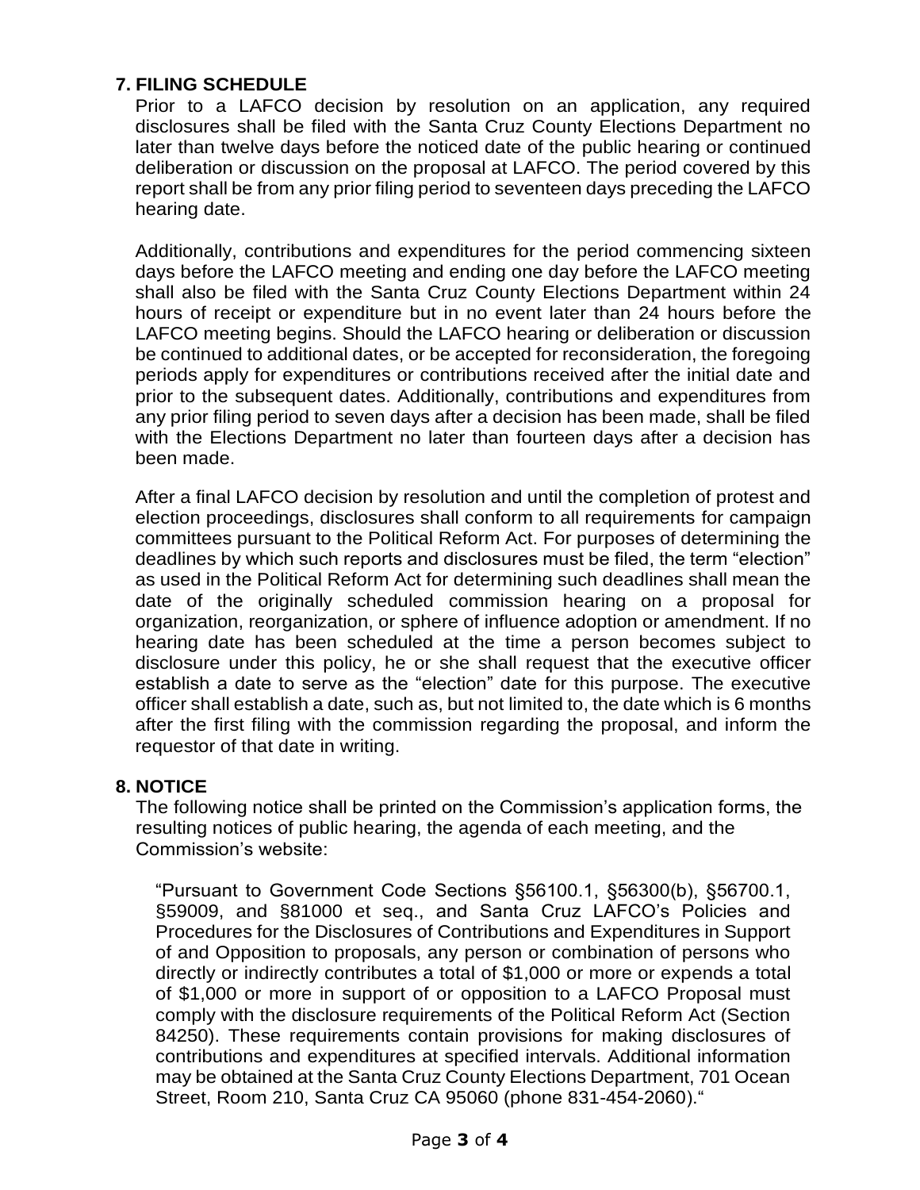## 7. FILING SCHEDULE

Prior to a LAFCO decision by resolution on an application, any required disclosures shall be filed with the Santa Cruz County Elections Department no later than twelve days before the noticed date of the public hearing or continued deliberation or discussion on the proposal at LAFCO. The period covered by this report shall be from any prior filing period to seventeen days preceding the LAFCO hearing date.

Additionally, contributions and expenditures for the period commencing sixteen days before the LAFCO meeting and ending one day before the LAFCO meeting shall also be filed with the Santa Cruz County Elections Department within 24 hours of receipt or expenditure but in no event later than 24 hours before the LAFCO meeting begins. Should the LAFCO hearing or deliberation or discussion be continued to additional dates, or be accepted for reconsideration, the foregoing periods apply for expenditures or contributions received after the initial date and prior to the subsequent dates. Additionally, contributions and expenditures from any prior filing period to seven days after a decision has been made, shall be filed with the Elections Department no later than fourteen days after a decision has been made.

After a final LAFCO decision by resolution and until the completion of protest and election proceedings, disclosures shall conform to all requirements for campaign committees pursuant to the Political Reform Act. For purposes of determining the deadlines by which such reports and disclosures must be filed, the term "election" as used in the Political Reform Act for determining such deadlines shall mean the date of the originally scheduled commission hearing on a proposal for organization, reorganization, or sphere of influence adoption or amendment. If no hearing date has been scheduled at the time a person becomes subject to disclosure under this policy, he or she shall request that the executive officer establish a date to serve as the "election" date for this purpose. The executive officer shall establish a date, such as, but not limited to, the date which is 6 months after the first filing with the commission regarding the proposal, and inform the requestor of that date in writing.

## 8. NOTICE

The following notice shall be printed on the Commission's application forms, the resulting notices of public hearing, the agenda of each meeting, and the Commission's website:

"Pursuant to Government Code Sections §56100.1, §56300(b), §56700.1, §59009, and §81000 et seq., and Santa Cruz LAFCO's Policies and Procedures for the Disclosures of Contributions and Expenditures in Support of and Opposition to proposals, any person or combination of persons who directly or indirectly contributes a total of $1,000 or more or expends a total of $1,000 or more in support of or opposition to a LAFCO Proposal must comply with the disclosure requirements of the Political Reform Act (Section 84250). These requirements contain provisions for making disclosures of contributions and expenditures at specified intervals. Additional information may be obtained at the Santa Cruz County Elections Department, 701 Ocean Street, Room 210, Santa Cruz CA 95060 (phone 831-454-2060)."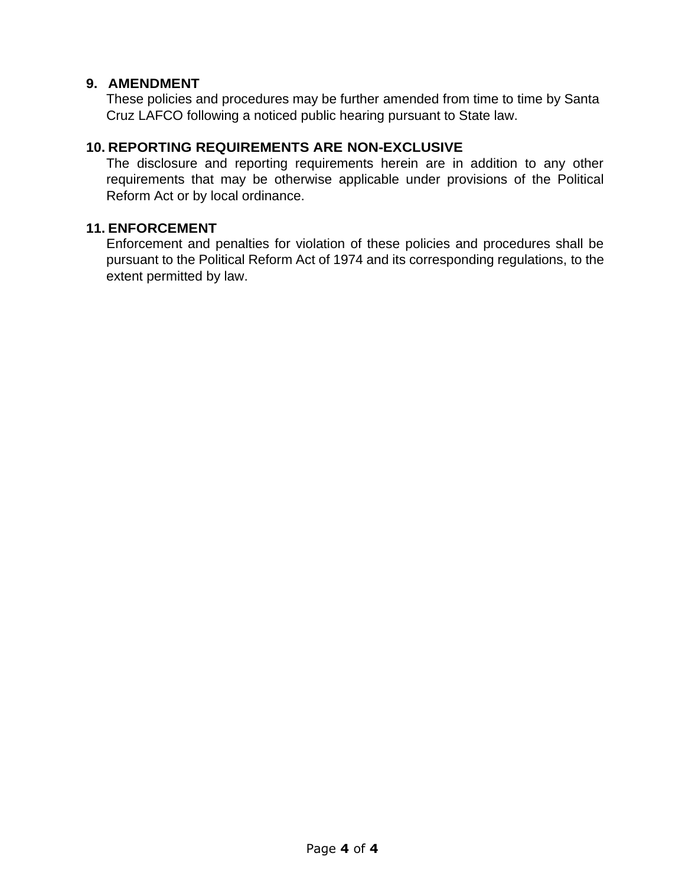## 9. AMENDMENT

These policies and procedures may be further amended from time to time by Santa Cruz LAFCO following a noticed public hearing pursuant to State law.

## 10. REPORTING REQUIREMENTS ARE NON-EXCLUSIVE

The disclosure and reporting requirements herein are in addition to any other requirements that may be otherwise applicable under provisions of the Political Reform Act or by local ordinance.

## 11. ENFORCEMENT

Enforcement and penalties for violation of these policies and procedures shall be pursuant to the Political Reform Act of 1974 and its corresponding regulations, to the extent permitted by law.